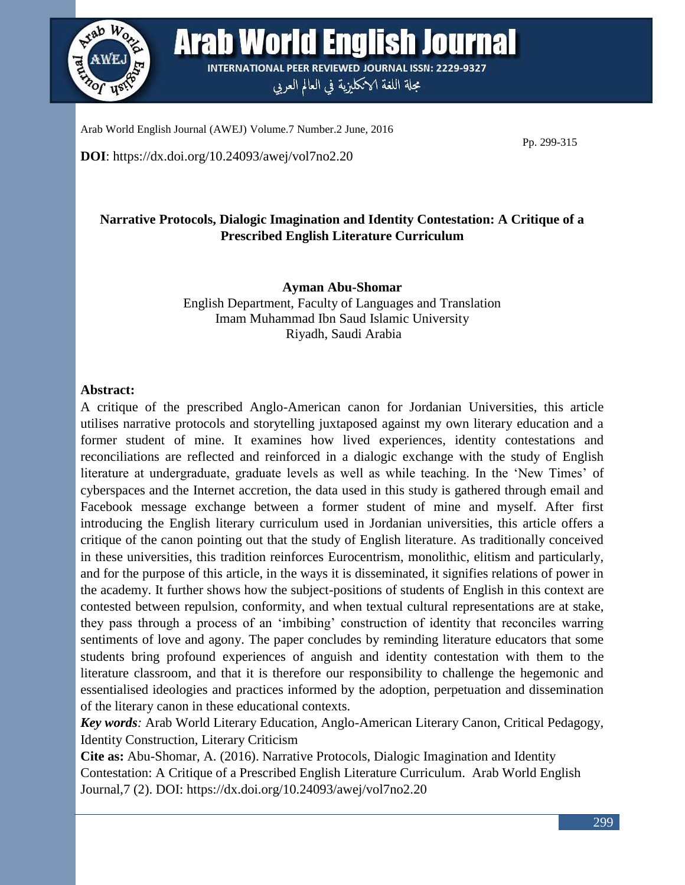Arab World English Journal (AWEJ) Volume.7 Number.2 June, 2016

Pp. 299-315

**DOI**: https://dx.doi.org/10.24093/awej/vol7no2.20

## Narrative Protocols, Dialogic Imagination and Identity Contestation: A Critique of a Prescribed English Literature Curriculum

**Ayman Abu-Shomar**
English Department, Faculty of Languages and Translation
Imam Muhammad Ibn Saud Islamic University
Riyadh, Saudi Arabia

### Abstract:

A critique of the prescribed Anglo-American canon for Jordanian Universities, this article utilises narrative protocols and storytelling juxtaposed against my own literary education and a former student of mine. It examines how lived experiences, identity contestations and reconciliations are reflected and reinforced in a dialogic exchange with the study of English literature at undergraduate, graduate levels as well as while teaching. In the 'New Times' of cyberspaces and the Internet accretion, the data used in this study is gathered through email and Facebook message exchange between a former student of mine and myself. After first introducing the English literary curriculum used in Jordanian universities, this article offers a critique of the canon pointing out that the study of English literature. As traditionally conceived in these universities, this tradition reinforces Eurocentrism, monolithic, elitism and particularly, and for the purpose of this article, in the ways it is disseminated, it signifies relations of power in the academy. It further shows how the subject-positions of students of English in this context are contested between repulsion, conformity, and when textual cultural representations are at stake, they pass through a process of an 'imbibing' construction of identity that reconciles warring sentiments of love and agony. The paper concludes by reminding literature educators that some students bring profound experiences of anguish and identity contestation with them to the literature classroom, and that it is therefore our responsibility to challenge the hegemonic and essentialised ideologies and practices informed by the adoption, perpetuation and dissemination of the literary canon in these educational contexts.

***Key words****:* Arab World Literary Education, Anglo-American Literary Canon, Critical Pedagogy, Identity Construction, Literary Criticism

**Cite as:** Abu-Shomar, A. (2016). Narrative Protocols, Dialogic Imagination and Identity Contestation: A Critique of a Prescribed English Literature Curriculum. Arab World English Journal,7 (2). DOI: https://dx.doi.org/10.24093/awej/vol7no2.20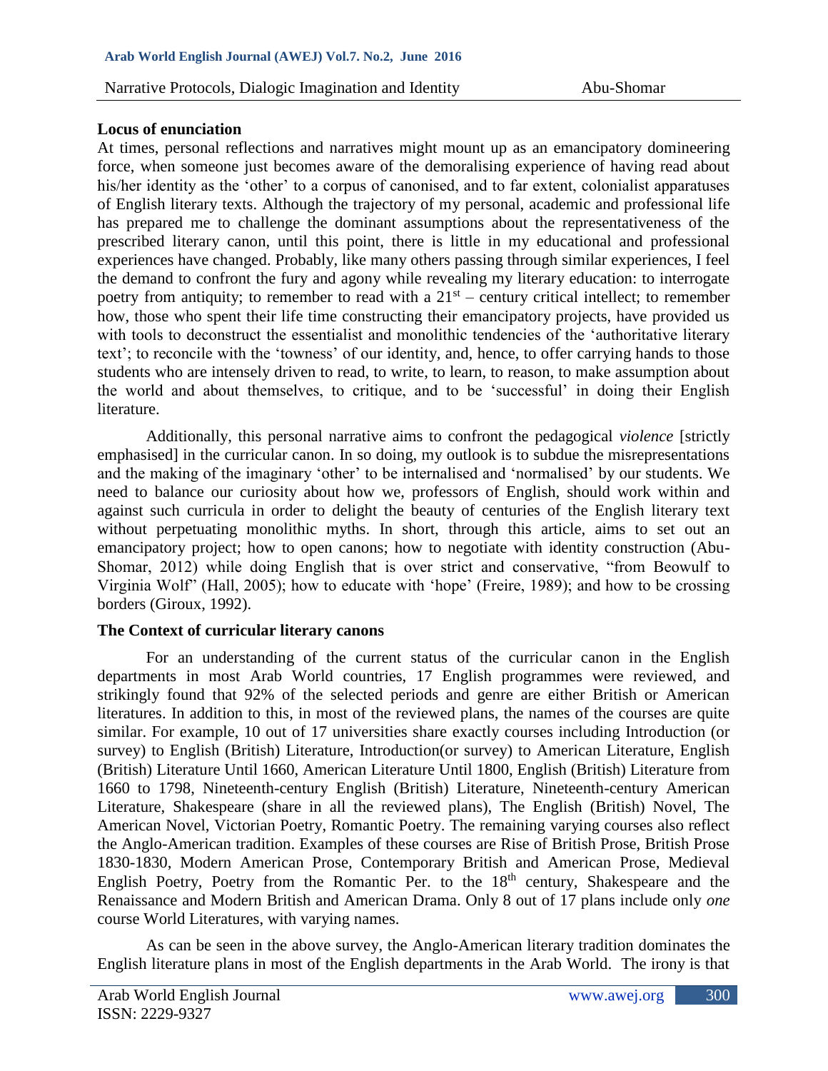### Locus of enunciation

At times, personal reflections and narratives might mount up as an emancipatory domineering force, when someone just becomes aware of the demoralising experience of having read about his/her identity as the 'other' to a corpus of canonised, and to far extent, colonialist apparatuses of English literary texts. Although the trajectory of my personal, academic and professional life has prepared me to challenge the dominant assumptions about the representativeness of the prescribed literary canon, until this point, there is little in my educational and professional experiences have changed. Probably, like many others passing through similar experiences, I feel the demand to confront the fury and agony while revealing my literary education: to interrogate poetry from antiquity; to remember to read with a 21st – century critical intellect; to remember how, those who spent their life time constructing their emancipatory projects, have provided us with tools to deconstruct the essentialist and monolithic tendencies of the 'authoritative literary text'; to reconcile with the 'towness' of our identity, and, hence, to offer carrying hands to those students who are intensely driven to read, to write, to learn, to reason, to make assumption about the world and about themselves, to critique, and to be 'successful' in doing their English literature.

Additionally, this personal narrative aims to confront the pedagogical *violence* [strictly emphasised] in the curricular canon. In so doing, my outlook is to subdue the misrepresentations and the making of the imaginary 'other' to be internalised and 'normalised' by our students. We need to balance our curiosity about how we, professors of English, should work within and against such curricula in order to delight the beauty of centuries of the English literary text without perpetuating monolithic myths. In short, through this article, aims to set out an emancipatory project; how to open canons; how to negotiate with identity construction (Abu-Shomar, 2012) while doing English that is over strict and conservative, "from Beowulf to Virginia Wolf" (Hall, 2005); how to educate with 'hope' (Freire, 1989); and how to be crossing borders (Giroux, 1992).

### The Context of curricular literary canons

For an understanding of the current status of the curricular canon in the English departments in most Arab World countries, 17 English programmes were reviewed, and strikingly found that 92% of the selected periods and genre are either British or American literatures. In addition to this, in most of the reviewed plans, the names of the courses are quite similar. For example, 10 out of 17 universities share exactly courses including Introduction (or survey) to English (British) Literature, Introduction(or survey) to American Literature, English (British) Literature Until 1660, American Literature Until 1800, English (British) Literature from 1660 to 1798, Nineteenth-century English (British) Literature, Nineteenth-century American Literature, Shakespeare (share in all the reviewed plans), The English (British) Novel, The American Novel, Victorian Poetry, Romantic Poetry. The remaining varying courses also reflect the Anglo-American tradition. Examples of these courses are Rise of British Prose, British Prose 1830-1830, Modern American Prose, Contemporary British and American Prose, Medieval English Poetry, Poetry from the Romantic Per. to the 18th century, Shakespeare and the Renaissance and Modern British and American Drama. Only 8 out of 17 plans include only *one* course World Literatures, with varying names.

As can be seen in the above survey, the Anglo-American literary tradition dominates the English literature plans in most of the English departments in the Arab World. The irony is that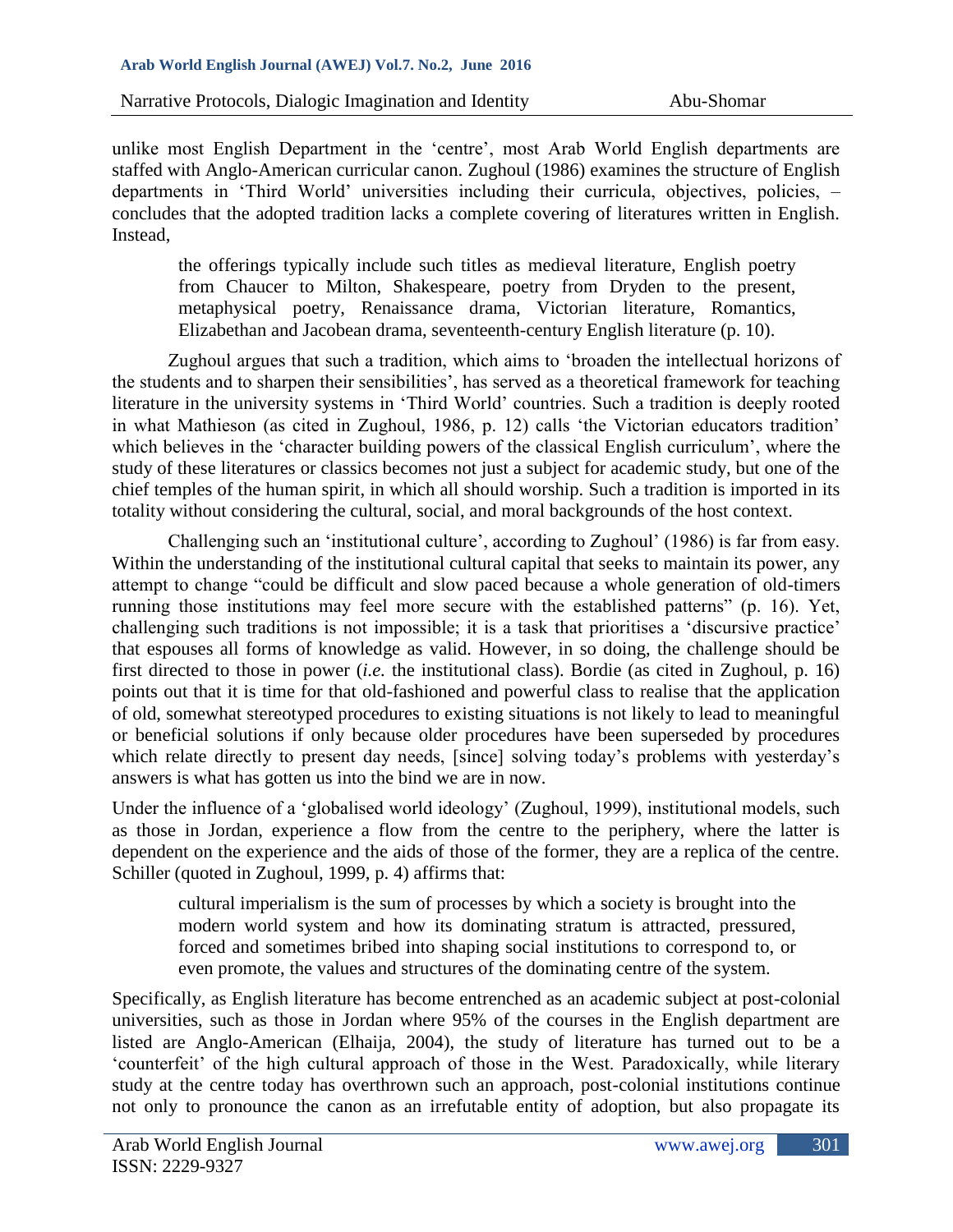unlike most English Department in the 'centre', most Arab World English departments are staffed with Anglo-American curricular canon. Zughoul (1986) examines the structure of English departments in 'Third World' universities including their curricula, objectives, policies, – concludes that the adopted tradition lacks a complete covering of literatures written in English. Instead,

> the offerings typically include such titles as medieval literature, English poetry from Chaucer to Milton, Shakespeare, poetry from Dryden to the present, metaphysical poetry, Renaissance drama, Victorian literature, Romantics, Elizabethan and Jacobean drama, seventeenth-century English literature (p. 10).

Zughoul argues that such a tradition, which aims to 'broaden the intellectual horizons of the students and to sharpen their sensibilities', has served as a theoretical framework for teaching literature in the university systems in 'Third World' countries. Such a tradition is deeply rooted in what Mathieson (as cited in Zughoul, 1986, p. 12) calls 'the Victorian educators tradition' which believes in the 'character building powers of the classical English curriculum', where the study of these literatures or classics becomes not just a subject for academic study, but one of the chief temples of the human spirit, in which all should worship. Such a tradition is imported in its totality without considering the cultural, social, and moral backgrounds of the host context.

Challenging such an 'institutional culture', according to Zughoul' (1986) is far from easy. Within the understanding of the institutional cultural capital that seeks to maintain its power, any attempt to change "could be difficult and slow paced because a whole generation of old-timers running those institutions may feel more secure with the established patterns" (p. 16). Yet, challenging such traditions is not impossible; it is a task that prioritises a 'discursive practice' that espouses all forms of knowledge as valid. However, in so doing, the challenge should be first directed to those in power (*i.e.* the institutional class). Bordie (as cited in Zughoul, p. 16) points out that it is time for that old-fashioned and powerful class to realise that the application of old, somewhat stereotyped procedures to existing situations is not likely to lead to meaningful or beneficial solutions if only because older procedures have been superseded by procedures which relate directly to present day needs, [since] solving today's problems with yesterday's answers is what has gotten us into the bind we are in now.

Under the influence of a 'globalised world ideology' (Zughoul, 1999), institutional models, such as those in Jordan, experience a flow from the centre to the periphery, where the latter is dependent on the experience and the aids of those of the former, they are a replica of the centre. Schiller (quoted in Zughoul, 1999, p. 4) affirms that:

> cultural imperialism is the sum of processes by which a society is brought into the modern world system and how its dominating stratum is attracted, pressured, forced and sometimes bribed into shaping social institutions to correspond to, or even promote, the values and structures of the dominating centre of the system.

Specifically, as English literature has become entrenched as an academic subject at post-colonial universities, such as those in Jordan where 95% of the courses in the English department are listed are Anglo-American (Elhaija, 2004), the study of literature has turned out to be a 'counterfeit' of the high cultural approach of those in the West. Paradoxically, while literary study at the centre today has overthrown such an approach, post-colonial institutions continue not only to pronounce the canon as an irrefutable entity of adoption, but also propagate its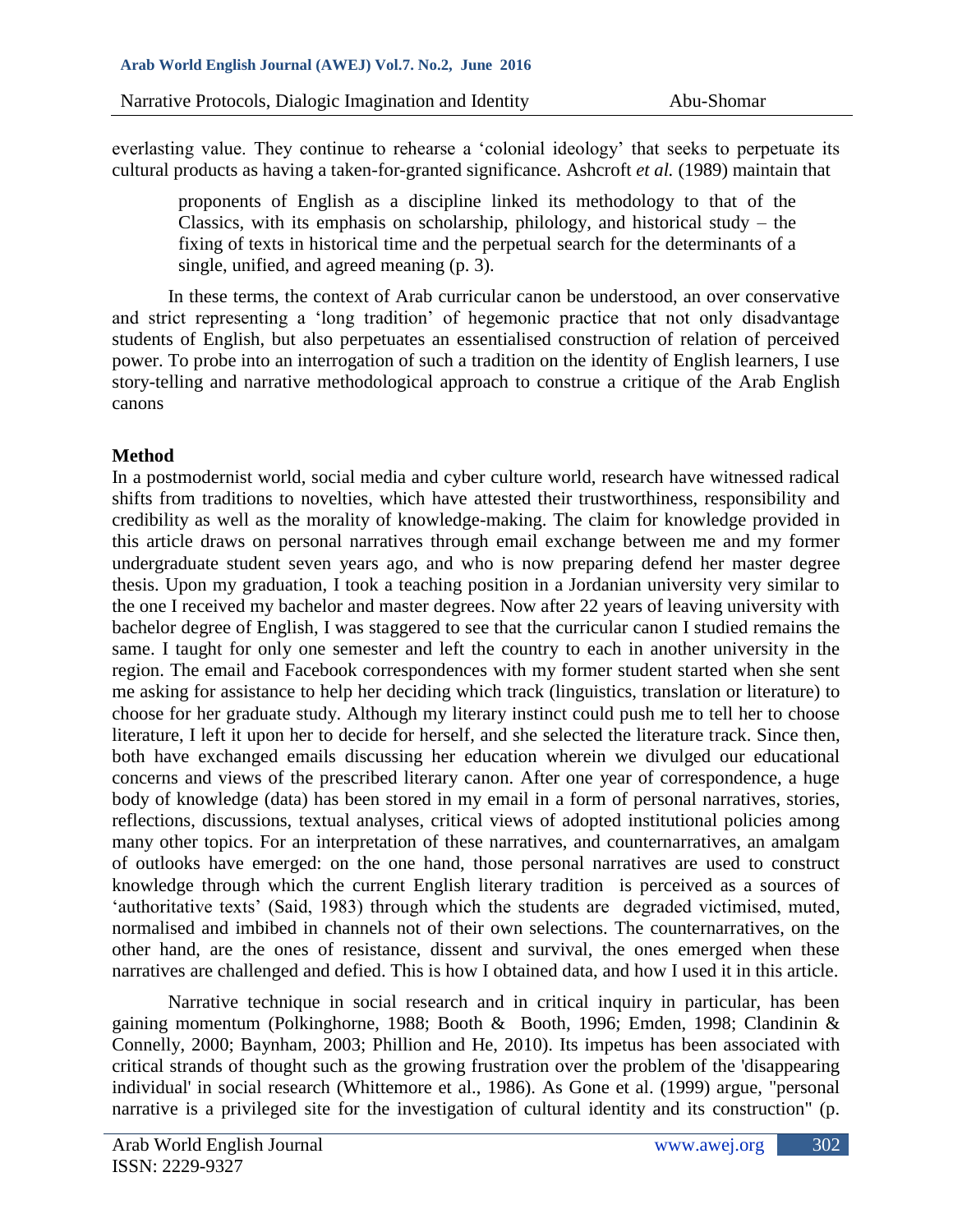everlasting value. They continue to rehearse a 'colonial ideology' that seeks to perpetuate its cultural products as having a taken-for-granted significance. Ashcroft *et al.* (1989) maintain that

> proponents of English as a discipline linked its methodology to that of the Classics, with its emphasis on scholarship, philology, and historical study – the fixing of texts in historical time and the perpetual search for the determinants of a single, unified, and agreed meaning (p. 3).

In these terms, the context of Arab curricular canon be understood, an over conservative and strict representing a 'long tradition' of hegemonic practice that not only disadvantage students of English, but also perpetuates an essentialised construction of relation of perceived power. To probe into an interrogation of such a tradition on the identity of English learners, I use story-telling and narrative methodological approach to construe a critique of the Arab English canons

**Method**

In a postmodernist world, social media and cyber culture world, research have witnessed radical shifts from traditions to novelties, which have attested their trustworthiness, responsibility and credibility as well as the morality of knowledge-making. The claim for knowledge provided in this article draws on personal narratives through email exchange between me and my former undergraduate student seven years ago, and who is now preparing defend her master degree thesis. Upon my graduation, I took a teaching position in a Jordanian university very similar to the one I received my bachelor and master degrees. Now after 22 years of leaving university with bachelor degree of English, I was staggered to see that the curricular canon I studied remains the same. I taught for only one semester and left the country to each in another university in the region. The email and Facebook correspondences with my former student started when she sent me asking for assistance to help her deciding which track (linguistics, translation or literature) to choose for her graduate study. Although my literary instinct could push me to tell her to choose literature, I left it upon her to decide for herself, and she selected the literature track. Since then, both have exchanged emails discussing her education wherein we divulged our educational concerns and views of the prescribed literary canon. After one year of correspondence, a huge body of knowledge (data) has been stored in my email in a form of personal narratives, stories, reflections, discussions, textual analyses, critical views of adopted institutional policies among many other topics. For an interpretation of these narratives, and counternarratives, an amalgam of outlooks have emerged: on the one hand, those personal narratives are used to construct knowledge through which the current English literary tradition is perceived as a sources of 'authoritative texts' (Said, 1983) through which the students are degraded victimised, muted, normalised and imbibed in channels not of their own selections. The counternarratives, on the other hand, are the ones of resistance, dissent and survival, the ones emerged when these narratives are challenged and defied. This is how I obtained data, and how I used it in this article.

Narrative technique in social research and in critical inquiry in particular, has been gaining momentum (Polkinghorne, 1988; Booth & Booth, 1996; Emden, 1998; Clandinin & Connelly, 2000; Baynham, 2003; Phillion and He, 2010). Its impetus has been associated with critical strands of thought such as the growing frustration over the problem of the 'disappearing individual' in social research (Whittemore et al., 1986). As Gone et al. (1999) argue, "personal narrative is a privileged site for the investigation of cultural identity and its construction" (p.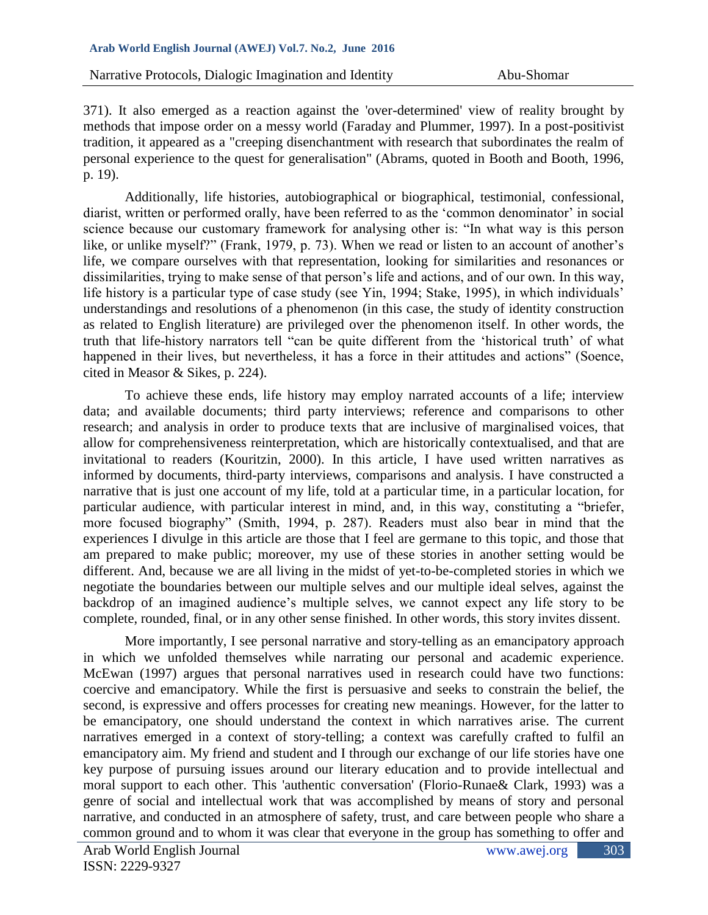371). It also emerged as a reaction against the 'over-determined' view of reality brought by methods that impose order on a messy world (Faraday and Plummer, 1997). In a post-positivist tradition, it appeared as a "creeping disenchantment with research that subordinates the realm of personal experience to the quest for generalisation" (Abrams, quoted in Booth and Booth, 1996, p. 19).

Additionally, life histories, autobiographical or biographical, testimonial, confessional, diarist, written or performed orally, have been referred to as the 'common denominator' in social science because our customary framework for analysing other is: "In what way is this person like, or unlike myself?" (Frank, 1979, p. 73). When we read or listen to an account of another's life, we compare ourselves with that representation, looking for similarities and resonances or dissimilarities, trying to make sense of that person's life and actions, and of our own. In this way, life history is a particular type of case study (see Yin, 1994; Stake, 1995), in which individuals' understandings and resolutions of a phenomenon (in this case, the study of identity construction as related to English literature) are privileged over the phenomenon itself. In other words, the truth that life-history narrators tell "can be quite different from the 'historical truth' of what happened in their lives, but nevertheless, it has a force in their attitudes and actions" (Soence, cited in Measor & Sikes, p. 224).

To achieve these ends, life history may employ narrated accounts of a life; interview data; and available documents; third party interviews; reference and comparisons to other research; and analysis in order to produce texts that are inclusive of marginalised voices, that allow for comprehensiveness reinterpretation, which are historically contextualised, and that are invitational to readers (Kouritzin, 2000). In this article, I have used written narratives as informed by documents, third-party interviews, comparisons and analysis. I have constructed a narrative that is just one account of my life, told at a particular time, in a particular location, for particular audience, with particular interest in mind, and, in this way, constituting a "briefer, more focused biography" (Smith, 1994, p. 287). Readers must also bear in mind that the experiences I divulge in this article are those that I feel are germane to this topic, and those that am prepared to make public; moreover, my use of these stories in another setting would be different. And, because we are all living in the midst of yet-to-be-completed stories in which we negotiate the boundaries between our multiple selves and our multiple ideal selves, against the backdrop of an imagined audience's multiple selves, we cannot expect any life story to be complete, rounded, final, or in any other sense finished. In other words, this story invites dissent.

More importantly, I see personal narrative and story-telling as an emancipatory approach in which we unfolded themselves while narrating our personal and academic experience. McEwan (1997) argues that personal narratives used in research could have two functions: coercive and emancipatory. While the first is persuasive and seeks to constrain the belief, the second, is expressive and offers processes for creating new meanings. However, for the latter to be emancipatory, one should understand the context in which narratives arise. The current narratives emerged in a context of story-telling; a context was carefully crafted to fulfil an emancipatory aim. My friend and student and I through our exchange of our life stories have one key purpose of pursuing issues around our literary education and to provide intellectual and moral support to each other. This 'authentic conversation' (Florio-Runae& Clark, 1993) was a genre of social and intellectual work that was accomplished by means of story and personal narrative, and conducted in an atmosphere of safety, trust, and care between people who share a common ground and to whom it was clear that everyone in the group has something to offer and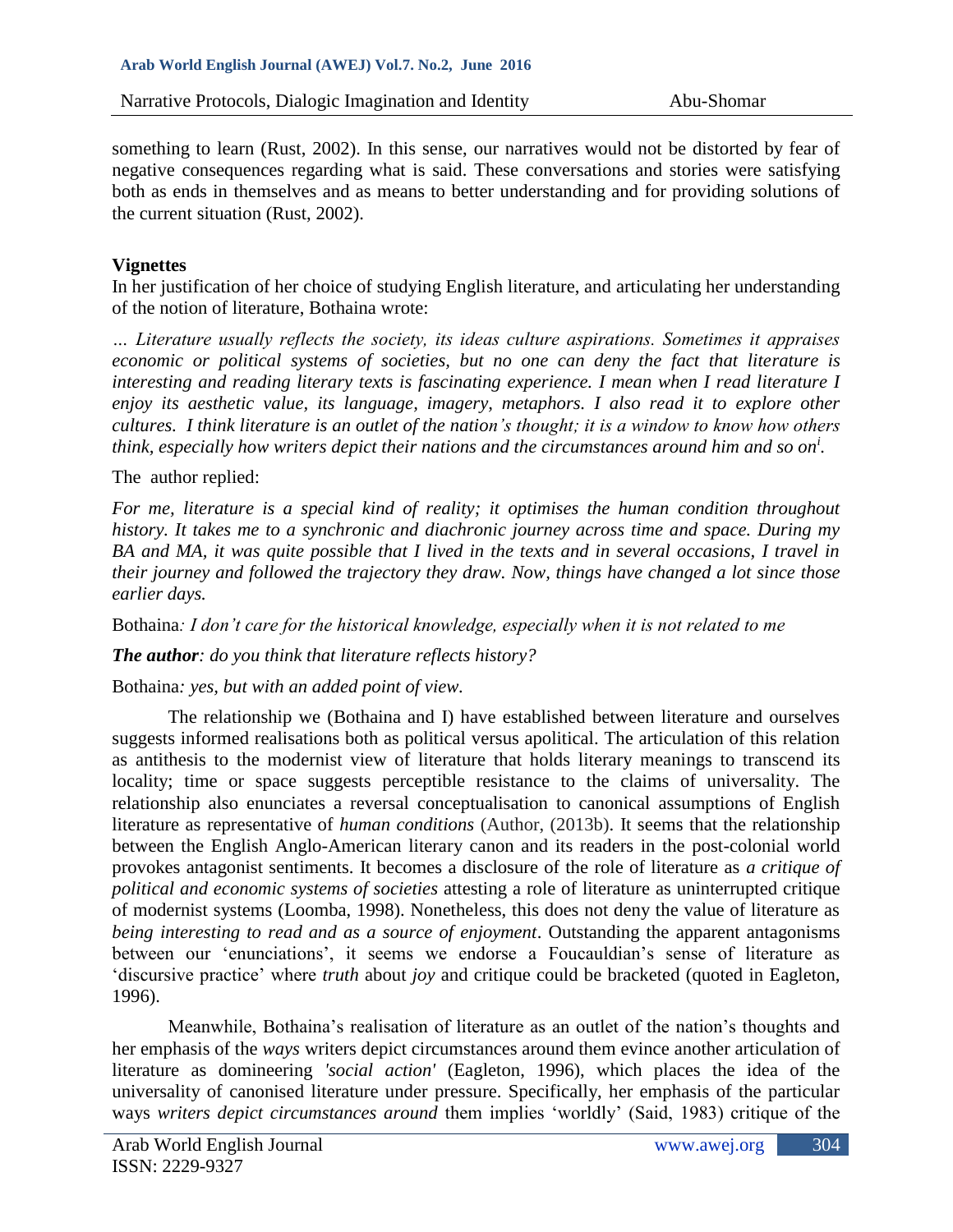something to learn (Rust, 2002). In this sense, our narratives would not be distorted by fear of negative consequences regarding what is said. These conversations and stories were satisfying both as ends in themselves and as means to better understanding and for providing solutions of the current situation (Rust, 2002).

## Vignettes

In her justification of her choice of studying English literature, and articulating her understanding of the notion of literature, Bothaina wrote:

*… Literature usually reflects the society, its ideas culture aspirations. Sometimes it appraises economic or political systems of societies, but no one can deny the fact that literature is interesting and reading literary texts is fascinating experience. I mean when I read literature I enjoy its aesthetic value, its language, imagery, metaphors. I also read it to explore other cultures. I think literature is an outlet of the nation's thought; it is a window to know how others think, especially how writers depict their nations and the circumstances around him and so on*[i].

The author replied:

*For me, literature is a special kind of reality; it optimises the human condition throughout history. It takes me to a synchronic and diachronic journey across time and space. During my BA and MA, it was quite possible that I lived in the texts and in several occasions, I travel in their journey and followed the trajectory they draw. Now, things have changed a lot since those earlier days.*

Bothaina*: I don't care for the historical knowledge, especially when it is not related to me*

***The author**: do you think that literature reflects history?*

Bothaina*: yes, but with an added point of view.*

The relationship we (Bothaina and I) have established between literature and ourselves suggests informed realisations both as political versus apolitical. The articulation of this relation as antithesis to the modernist view of literature that holds literary meanings to transcend its locality; time or space suggests perceptible resistance to the claims of universality. The relationship also enunciates a reversal conceptualisation to canonical assumptions of English literature as representative of *human conditions* (Author, (2013b). It seems that the relationship between the English Anglo-American literary canon and its readers in the post-colonial world provokes antagonist sentiments. It becomes a disclosure of the role of literature as *a critique of political and economic systems of societies* attesting a role of literature as uninterrupted critique of modernist systems (Loomba, 1998). Nonetheless, this does not deny the value of literature as *being interesting to read and as a source of enjoyment*. Outstanding the apparent antagonisms between our 'enunciations', it seems we endorse a Foucauldian's sense of literature as 'discursive practice' where *truth* about *joy* and critique could be bracketed (quoted in Eagleton, 1996).

Meanwhile, Bothaina's realisation of literature as an outlet of the nation's thoughts and her emphasis of the *ways* writers depict circumstances around them evince another articulation of literature as domineering *'social action'* (Eagleton, 1996), which places the idea of the universality of canonised literature under pressure. Specifically, her emphasis of the particular ways *writers depict circumstances around* them implies 'worldly' (Said, 1983) critique of the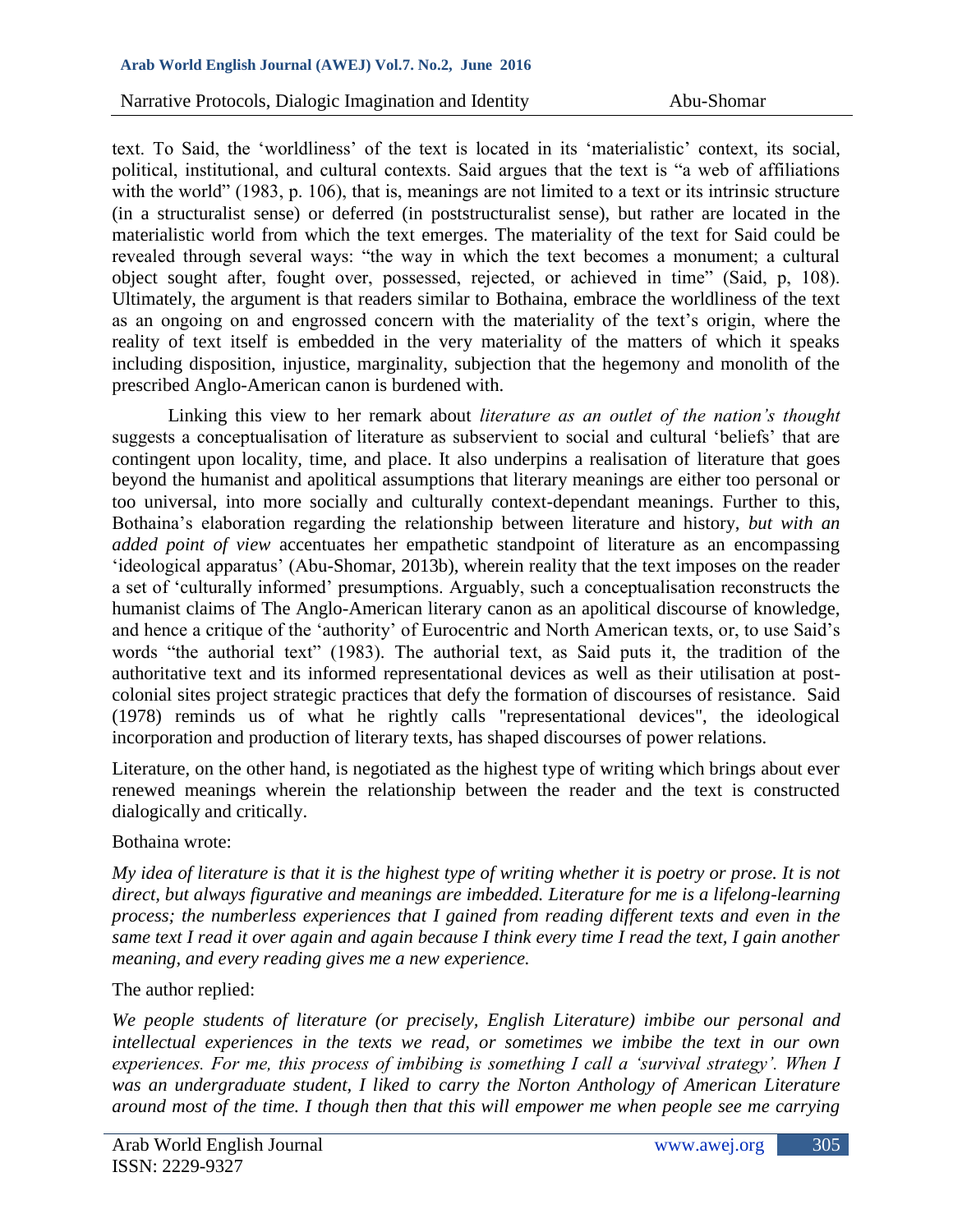text. To Said, the 'worldliness' of the text is located in its 'materialistic' context, its social, political, institutional, and cultural contexts. Said argues that the text is "a web of affiliations with the world" (1983, p. 106), that is, meanings are not limited to a text or its intrinsic structure (in a structuralist sense) or deferred (in poststructuralist sense), but rather are located in the materialistic world from which the text emerges. The materiality of the text for Said could be revealed through several ways: "the way in which the text becomes a monument; a cultural object sought after, fought over, possessed, rejected, or achieved in time" (Said, p, 108). Ultimately, the argument is that readers similar to Bothaina, embrace the worldliness of the text as an ongoing on and engrossed concern with the materiality of the text's origin, where the reality of text itself is embedded in the very materiality of the matters of which it speaks including disposition, injustice, marginality, subjection that the hegemony and monolith of the prescribed Anglo-American canon is burdened with.

Linking this view to her remark about *literature as an outlet of the nation's thought* suggests a conceptualisation of literature as subservient to social and cultural 'beliefs' that are contingent upon locality, time, and place. It also underpins a realisation of literature that goes beyond the humanist and apolitical assumptions that literary meanings are either too personal or too universal, into more socially and culturally context-dependant meanings. Further to this, Bothaina's elaboration regarding the relationship between literature and history, *but with an added point of view* accentuates her empathetic standpoint of literature as an encompassing 'ideological apparatus' (Abu-Shomar, 2013b), wherein reality that the text imposes on the reader a set of 'culturally informed' presumptions. Arguably, such a conceptualisation reconstructs the humanist claims of The Anglo-American literary canon as an apolitical discourse of knowledge, and hence a critique of the 'authority' of Eurocentric and North American texts, or, to use Said's words "the authorial text" (1983). The authorial text, as Said puts it, the tradition of the authoritative text and its informed representational devices as well as their utilisation at post-colonial sites project strategic practices that defy the formation of discourses of resistance. Said (1978) reminds us of what he rightly calls "representational devices", the ideological incorporation and production of literary texts, has shaped discourses of power relations.

Literature, on the other hand, is negotiated as the highest type of writing which brings about ever renewed meanings wherein the relationship between the reader and the text is constructed dialogically and critically.

Bothaina wrote:

*My idea of literature is that it is the highest type of writing whether it is poetry or prose. It is not direct, but always figurative and meanings are imbedded. Literature for me is a lifelong-learning process; the numberless experiences that I gained from reading different texts and even in the same text I read it over again and again because I think every time I read the text, I gain another meaning, and every reading gives me a new experience.*

The author replied:

*We people students of literature (or precisely, English Literature) imbibe our personal and intellectual experiences in the texts we read, or sometimes we imbibe the text in our own experiences. For me, this process of imbibing is something I call a 'survival strategy'. When I was an undergraduate student, I liked to carry the Norton Anthology of American Literature around most of the time. I though then that this will empower me when people see me carrying*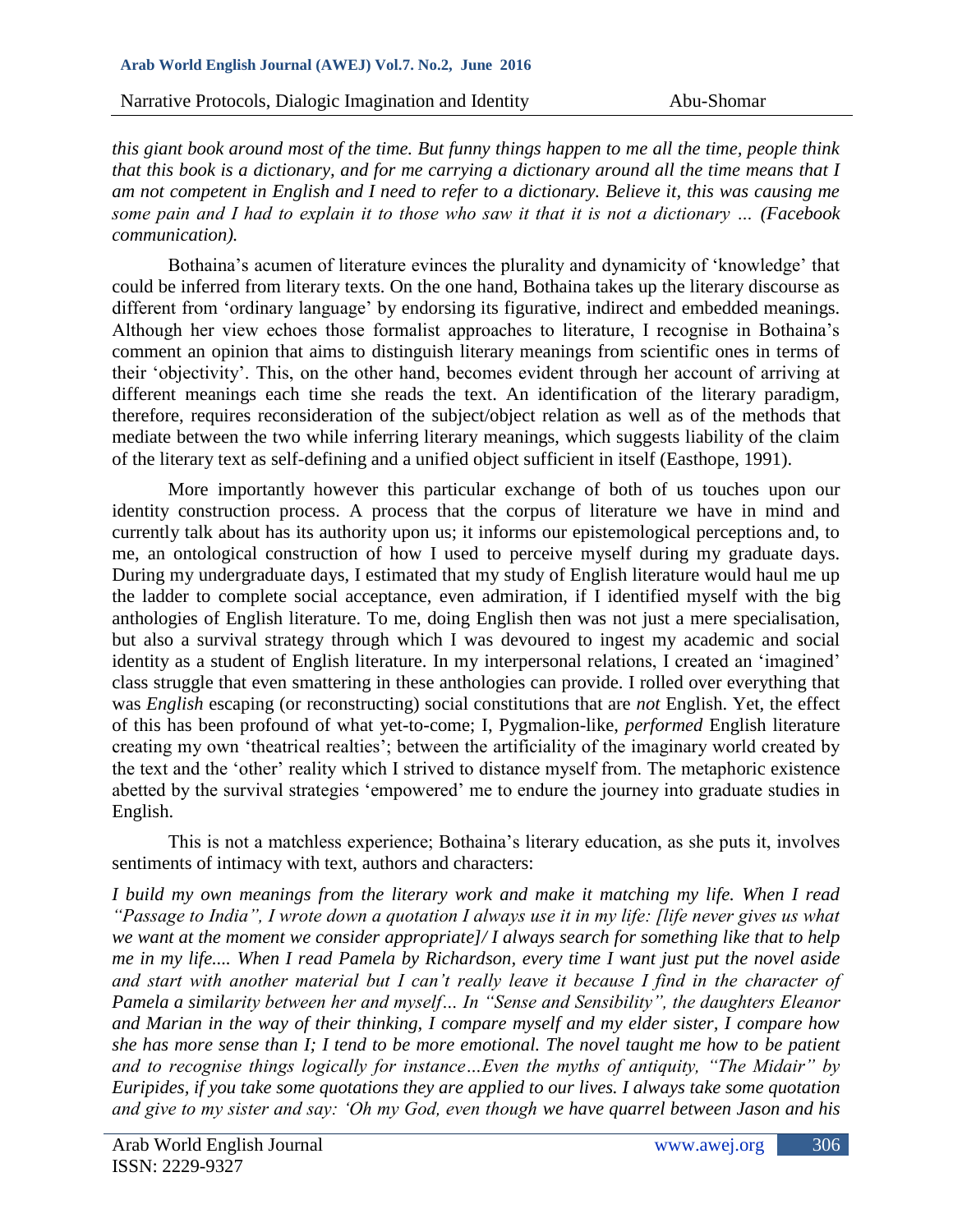*this giant book around most of the time. But funny things happen to me all the time, people think that this book is a dictionary, and for me carrying a dictionary around all the time means that I am not competent in English and I need to refer to a dictionary. Believe it, this was causing me some pain and I had to explain it to those who saw it that it is not a dictionary … (Facebook communication).*

Bothaina's acumen of literature evinces the plurality and dynamicity of 'knowledge' that could be inferred from literary texts. On the one hand, Bothaina takes up the literary discourse as different from 'ordinary language' by endorsing its figurative, indirect and embedded meanings. Although her view echoes those formalist approaches to literature, I recognise in Bothaina's comment an opinion that aims to distinguish literary meanings from scientific ones in terms of their 'objectivity'. This, on the other hand, becomes evident through her account of arriving at different meanings each time she reads the text. An identification of the literary paradigm, therefore, requires reconsideration of the subject/object relation as well as of the methods that mediate between the two while inferring literary meanings, which suggests liability of the claim of the literary text as self-defining and a unified object sufficient in itself (Easthope, 1991).

More importantly however this particular exchange of both of us touches upon our identity construction process. A process that the corpus of literature we have in mind and currently talk about has its authority upon us; it informs our epistemological perceptions and, to me, an ontological construction of how I used to perceive myself during my graduate days. During my undergraduate days, I estimated that my study of English literature would haul me up the ladder to complete social acceptance, even admiration, if I identified myself with the big anthologies of English literature. To me, doing English then was not just a mere specialisation, but also a survival strategy through which I was devoured to ingest my academic and social identity as a student of English literature. In my interpersonal relations, I created an 'imagined' class struggle that even smattering in these anthologies can provide. I rolled over everything that was *English* escaping (or reconstructing) social constitutions that are *not* English. Yet, the effect of this has been profound of what yet-to-come; I, Pygmalion-like, *performed* English literature creating my own 'theatrical realties'; between the artificiality of the imaginary world created by the text and the 'other' reality which I strived to distance myself from. The metaphoric existence abetted by the survival strategies 'empowered' me to endure the journey into graduate studies in English.

This is not a matchless experience; Bothaina's literary education, as she puts it, involves sentiments of intimacy with text, authors and characters:

*I build my own meanings from the literary work and make it matching my life. When I read "Passage to India", I wrote down a quotation I always use it in my life: [life never gives us what we want at the moment we consider appropriate]/ I always search for something like that to help me in my life.... When I read Pamela by Richardson, every time I want just put the novel aside and start with another material but I can't really leave it because I find in the character of Pamela a similarity between her and myself… In "Sense and Sensibility", the daughters Eleanor and Marian in the way of their thinking, I compare myself and my elder sister, I compare how she has more sense than I; I tend to be more emotional. The novel taught me how to be patient and to recognise things logically for instance…Even the myths of antiquity, "The Midair" by Euripides, if you take some quotations they are applied to our lives. I always take some quotation and give to my sister and say: 'Oh my God, even though we have quarrel between Jason and his*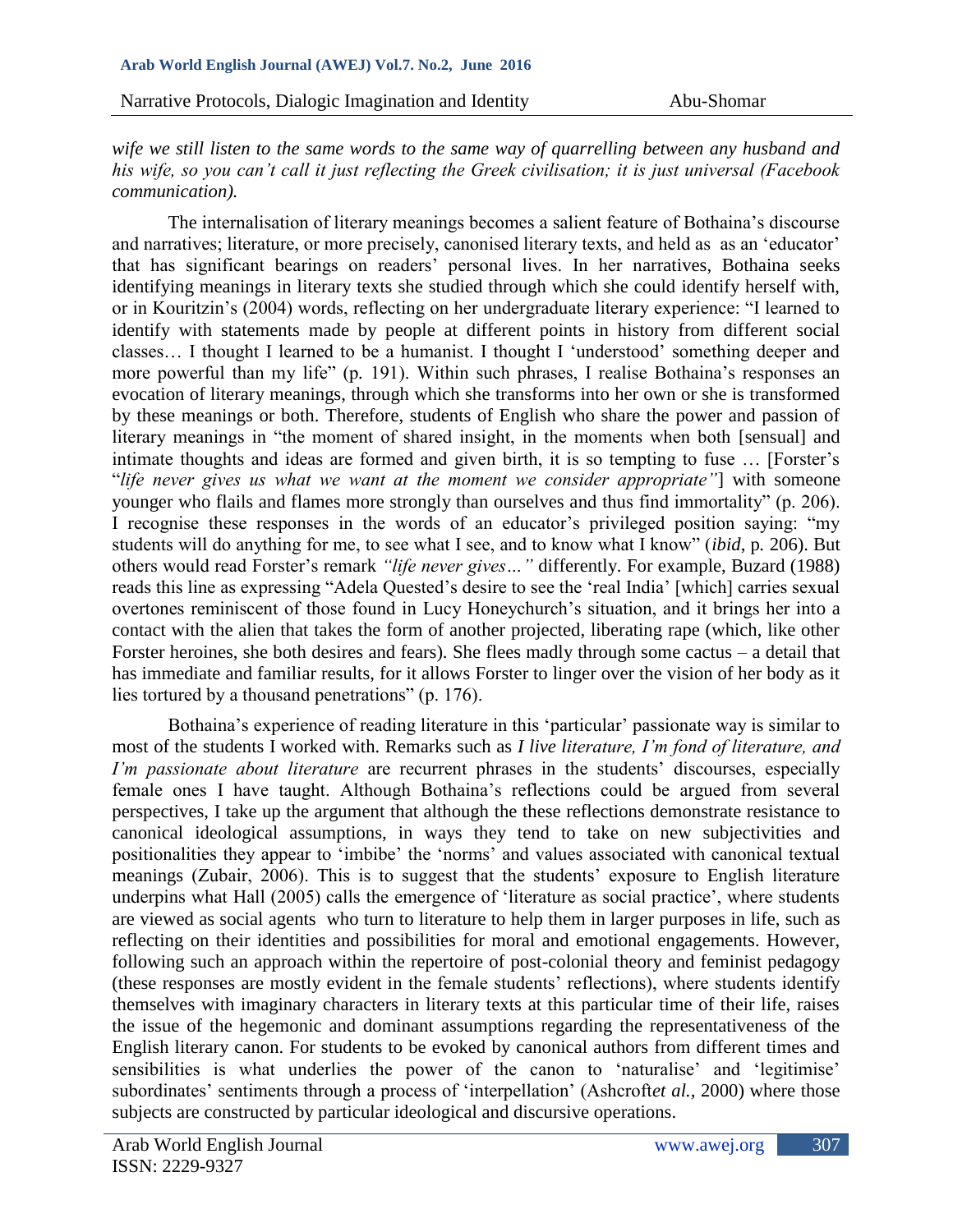*wife we still listen to the same words to the same way of quarrelling between any husband and his wife, so you can't call it just reflecting the Greek civilisation; it is just universal (Facebook communication).*

The internalisation of literary meanings becomes a salient feature of Bothaina's discourse and narratives; literature, or more precisely, canonised literary texts, and held as as an 'educator' that has significant bearings on readers' personal lives. In her narratives, Bothaina seeks identifying meanings in literary texts she studied through which she could identify herself with, or in Kouritzin's (2004) words, reflecting on her undergraduate literary experience: "I learned to identify with statements made by people at different points in history from different social classes… I thought I learned to be a humanist. I thought I 'understood' something deeper and more powerful than my life" (p. 191). Within such phrases, I realise Bothaina's responses an evocation of literary meanings, through which she transforms into her own or she is transformed by these meanings or both. Therefore, students of English who share the power and passion of literary meanings in "the moment of shared insight, in the moments when both [sensual] and intimate thoughts and ideas are formed and given birth, it is so tempting to fuse … [Forster's "*life never gives us what we want at the moment we consider appropriate"*] with someone younger who flails and flames more strongly than ourselves and thus find immortality" (p. 206). I recognise these responses in the words of an educator's privileged position saying: "my students will do anything for me, to see what I see, and to know what I know" (*ibid*, p. 206). But others would read Forster's remark *"life never gives…"* differently. For example, Buzard (1988) reads this line as expressing "Adela Quested's desire to see the 'real India' [which] carries sexual overtones reminiscent of those found in Lucy Honeychurch's situation, and it brings her into a contact with the alien that takes the form of another projected, liberating rape (which, like other Forster heroines, she both desires and fears). She flees madly through some cactus – a detail that has immediate and familiar results, for it allows Forster to linger over the vision of her body as it lies tortured by a thousand penetrations" (p. 176).

Bothaina's experience of reading literature in this 'particular' passionate way is similar to most of the students I worked with. Remarks such as *I live literature, I'm fond of literature, and I'm passionate about literature* are recurrent phrases in the students' discourses, especially female ones I have taught. Although Bothaina's reflections could be argued from several perspectives, I take up the argument that although the these reflections demonstrate resistance to canonical ideological assumptions, in ways they tend to take on new subjectivities and positionalities they appear to 'imbibe' the 'norms' and values associated with canonical textual meanings (Zubair, 2006). This is to suggest that the students' exposure to English literature underpins what Hall (2005) calls the emergence of 'literature as social practice', where students are viewed as social agents who turn to literature to help them in larger purposes in life, such as reflecting on their identities and possibilities for moral and emotional engagements. However, following such an approach within the repertoire of post-colonial theory and feminist pedagogy (these responses are mostly evident in the female students' reflections), where students identify themselves with imaginary characters in literary texts at this particular time of their life, raises the issue of the hegemonic and dominant assumptions regarding the representativeness of the English literary canon. For students to be evoked by canonical authors from different times and sensibilities is what underlies the power of the canon to 'naturalise' and 'legitimise' subordinates' sentiments through a process of 'interpellation' (Ashcroft*et al.*, 2000) where those subjects are constructed by particular ideological and discursive operations.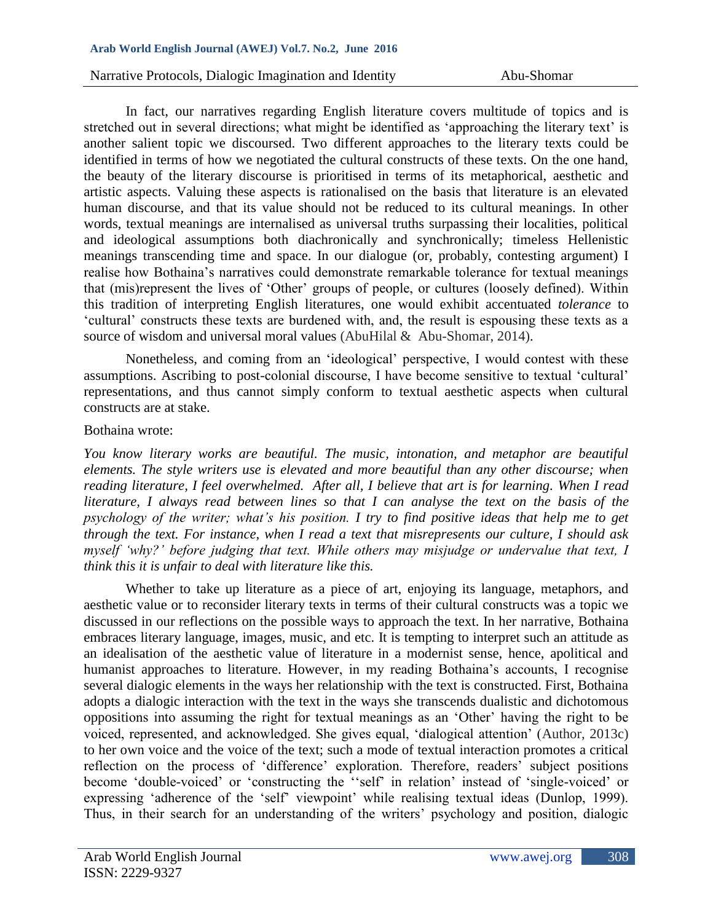In fact, our narratives regarding English literature covers multitude of topics and is stretched out in several directions; what might be identified as 'approaching the literary text' is another salient topic we discoursed. Two different approaches to the literary texts could be identified in terms of how we negotiated the cultural constructs of these texts. On the one hand, the beauty of the literary discourse is prioritised in terms of its metaphorical, aesthetic and artistic aspects. Valuing these aspects is rationalised on the basis that literature is an elevated human discourse, and that its value should not be reduced to its cultural meanings. In other words, textual meanings are internalised as universal truths surpassing their localities, political and ideological assumptions both diachronically and synchronically; timeless Hellenistic meanings transcending time and space. In our dialogue (or, probably, contesting argument) I realise how Bothaina's narratives could demonstrate remarkable tolerance for textual meanings that (mis)represent the lives of 'Other' groups of people, or cultures (loosely defined). Within this tradition of interpreting English literatures, one would exhibit accentuated *tolerance* to 'cultural' constructs these texts are burdened with, and, the result is espousing these texts as a source of wisdom and universal moral values (AbuHilal & Abu-Shomar, 2014).

Nonetheless, and coming from an 'ideological' perspective, I would contest with these assumptions. Ascribing to post-colonial discourse, I have become sensitive to textual 'cultural' representations, and thus cannot simply conform to textual aesthetic aspects when cultural constructs are at stake.

Bothaina wrote:

*You know literary works are beautiful. The music, intonation, and metaphor are beautiful elements. The style writers use is elevated and more beautiful than any other discourse; when reading literature, I feel overwhelmed. After all, I believe that art is for learning. When I read literature, I always read between lines so that I can analyse the text on the basis of the psychology of the writer; what's his position. I try to find positive ideas that help me to get through the text. For instance, when I read a text that misrepresents our culture, I should ask myself 'why?' before judging that text. While others may misjudge or undervalue that text, I think this it is unfair to deal with literature like this.*

Whether to take up literature as a piece of art, enjoying its language, metaphors, and aesthetic value or to reconsider literary texts in terms of their cultural constructs was a topic we discussed in our reflections on the possible ways to approach the text. In her narrative, Bothaina embraces literary language, images, music, and etc. It is tempting to interpret such an attitude as an idealisation of the aesthetic value of literature in a modernist sense, hence, apolitical and humanist approaches to literature. However, in my reading Bothaina's accounts, I recognise several dialogic elements in the ways her relationship with the text is constructed. First, Bothaina adopts a dialogic interaction with the text in the ways she transcends dualistic and dichotomous oppositions into assuming the right for textual meanings as an 'Other' having the right to be voiced, represented, and acknowledged. She gives equal, 'dialogical attention' (Author, 2013c) to her own voice and the voice of the text; such a mode of textual interaction promotes a critical reflection on the process of 'difference' exploration. Therefore, readers' subject positions become 'double-voiced' or 'constructing the ''self' in relation' instead of 'single-voiced' or expressing 'adherence of the 'self' viewpoint' while realising textual ideas (Dunlop, 1999). Thus, in their search for an understanding of the writers' psychology and position, dialogic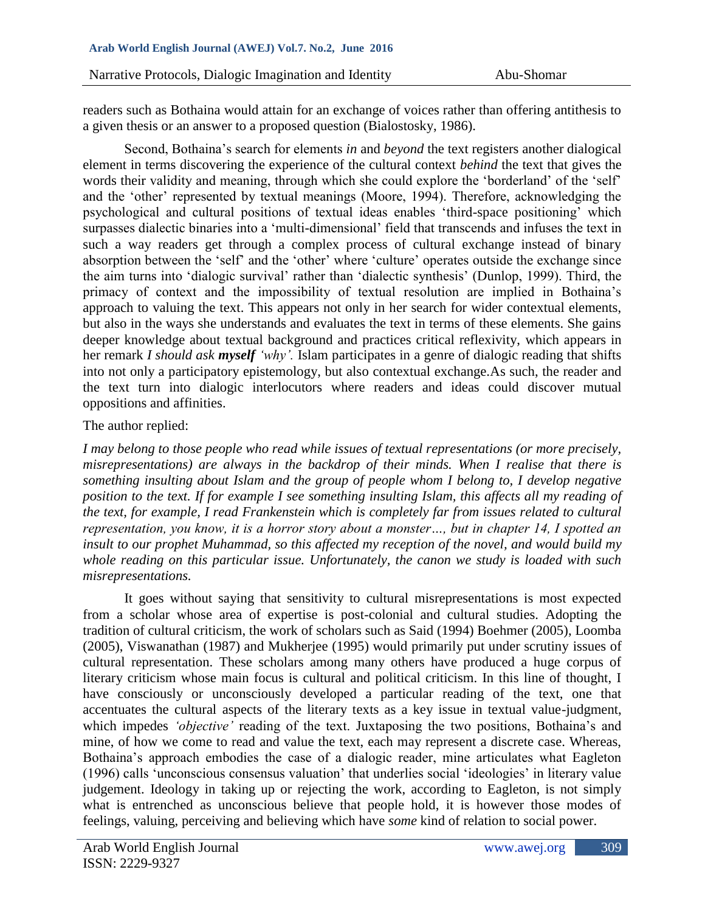readers such as Bothaina would attain for an exchange of voices rather than offering antithesis to a given thesis or an answer to a proposed question (Bialostosky, 1986).

Second, Bothaina's search for elements *in* and *beyond* the text registers another dialogical element in terms discovering the experience of the cultural context *behind* the text that gives the words their validity and meaning, through which she could explore the 'borderland' of the 'self' and the 'other' represented by textual meanings (Moore, 1994). Therefore, acknowledging the psychological and cultural positions of textual ideas enables 'third-space positioning' which surpasses dialectic binaries into a 'multi-dimensional' field that transcends and infuses the text in such a way readers get through a complex process of cultural exchange instead of binary absorption between the 'self' and the 'other' where 'culture' operates outside the exchange since the aim turns into 'dialogic survival' rather than 'dialectic synthesis' (Dunlop, 1999). Third, the primacy of context and the impossibility of textual resolution are implied in Bothaina's approach to valuing the text. This appears not only in her search for wider contextual elements, but also in the ways she understands and evaluates the text in terms of these elements. She gains deeper knowledge about textual background and practices critical reflexivity, which appears in her remark *I should ask **myself** 'why'.* Islam participates in a genre of dialogic reading that shifts into not only a participatory epistemology, but also contextual exchange.As such, the reader and the text turn into dialogic interlocutors where readers and ideas could discover mutual oppositions and affinities.

The author replied:

*I may belong to those people who read while issues of textual representations (or more precisely, misrepresentations) are always in the backdrop of their minds. When I realise that there is something insulting about Islam and the group of people whom I belong to, I develop negative position to the text. If for example I see something insulting Islam, this affects all my reading of the text, for example, I read Frankenstein which is completely far from issues related to cultural representation, you know, it is a horror story about a monster…, but in chapter 14, I spotted an insult to our prophet Muhammad, so this affected my reception of the novel, and would build my whole reading on this particular issue. Unfortunately, the canon we study is loaded with such misrepresentations.*

It goes without saying that sensitivity to cultural misrepresentations is most expected from a scholar whose area of expertise is post-colonial and cultural studies. Adopting the tradition of cultural criticism, the work of scholars such as Said (1994) Boehmer (2005), Loomba (2005), Viswanathan (1987) and Mukherjee (1995) would primarily put under scrutiny issues of cultural representation. These scholars among many others have produced a huge corpus of literary criticism whose main focus is cultural and political criticism. In this line of thought, I have consciously or unconsciously developed a particular reading of the text, one that accentuates the cultural aspects of the literary texts as a key issue in textual value-judgment, which impedes *'objective'* reading of the text. Juxtaposing the two positions, Bothaina's and mine, of how we come to read and value the text, each may represent a discrete case. Whereas, Bothaina's approach embodies the case of a dialogic reader, mine articulates what Eagleton (1996) calls 'unconscious consensus valuation' that underlies social 'ideologies' in literary value judgement. Ideology in taking up or rejecting the work, according to Eagleton, is not simply what is entrenched as unconscious believe that people hold, it is however those modes of feelings, valuing, perceiving and believing which have *some* kind of relation to social power.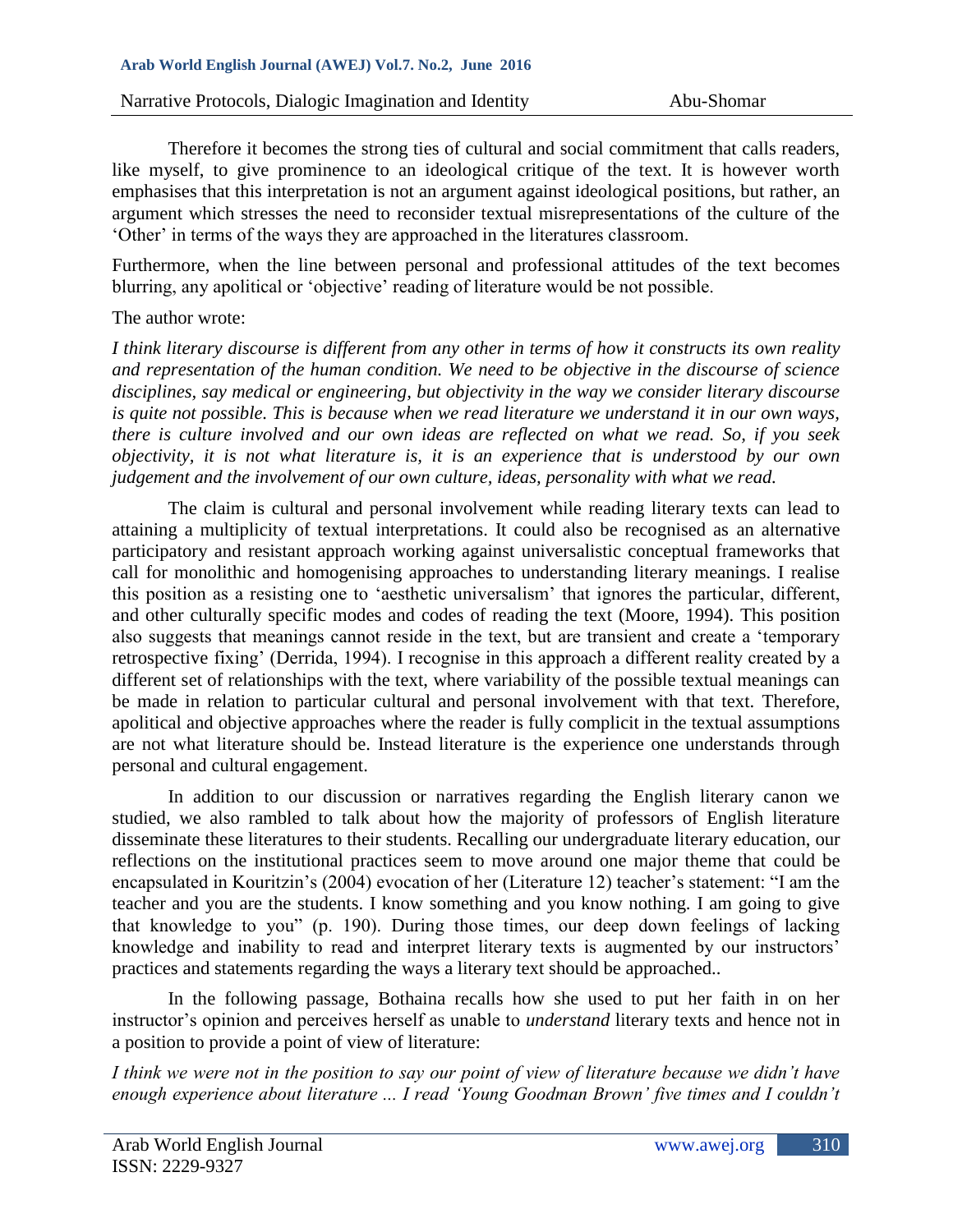Therefore it becomes the strong ties of cultural and social commitment that calls readers, like myself, to give prominence to an ideological critique of the text. It is however worth emphasises that this interpretation is not an argument against ideological positions, but rather, an argument which stresses the need to reconsider textual misrepresentations of the culture of the 'Other' in terms of the ways they are approached in the literatures classroom.

Furthermore, when the line between personal and professional attitudes of the text becomes blurring, any apolitical or 'objective' reading of literature would be not possible.

The author wrote:

*I think literary discourse is different from any other in terms of how it constructs its own reality and representation of the human condition. We need to be objective in the discourse of science disciplines, say medical or engineering, but objectivity in the way we consider literary discourse is quite not possible. This is because when we read literature we understand it in our own ways, there is culture involved and our own ideas are reflected on what we read. So, if you seek objectivity, it is not what literature is, it is an experience that is understood by our own judgement and the involvement of our own culture, ideas, personality with what we read.*

The claim is cultural and personal involvement while reading literary texts can lead to attaining a multiplicity of textual interpretations. It could also be recognised as an alternative participatory and resistant approach working against universalistic conceptual frameworks that call for monolithic and homogenising approaches to understanding literary meanings. I realise this position as a resisting one to 'aesthetic universalism' that ignores the particular, different, and other culturally specific modes and codes of reading the text (Moore, 1994). This position also suggests that meanings cannot reside in the text, but are transient and create a 'temporary retrospective fixing' (Derrida, 1994). I recognise in this approach a different reality created by a different set of relationships with the text, where variability of the possible textual meanings can be made in relation to particular cultural and personal involvement with that text. Therefore, apolitical and objective approaches where the reader is fully complicit in the textual assumptions are not what literature should be. Instead literature is the experience one understands through personal and cultural engagement.

In addition to our discussion or narratives regarding the English literary canon we studied, we also rambled to talk about how the majority of professors of English literature disseminate these literatures to their students. Recalling our undergraduate literary education, our reflections on the institutional practices seem to move around one major theme that could be encapsulated in Kouritzin's (2004) evocation of her (Literature 12) teacher's statement: "I am the teacher and you are the students. I know something and you know nothing. I am going to give that knowledge to you" (p. 190). During those times, our deep down feelings of lacking knowledge and inability to read and interpret literary texts is augmented by our instructors' practices and statements regarding the ways a literary text should be approached..

In the following passage, Bothaina recalls how she used to put her faith in on her instructor's opinion and perceives herself as unable to *understand* literary texts and hence not in a position to provide a point of view of literature:

*I think we were not in the position to say our point of view of literature because we didn't have enough experience about literature ... I read 'Young Goodman Brown' five times and I couldn't*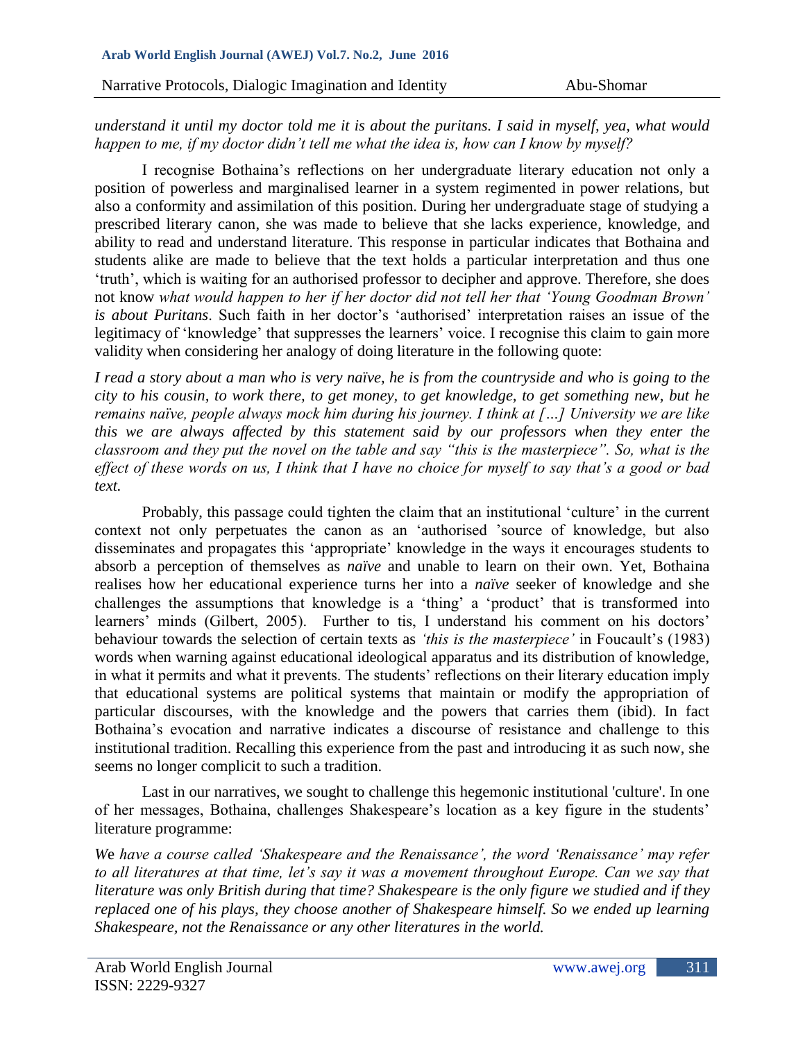*understand it until my doctor told me it is about the puritans. I said in myself, yea, what would happen to me, if my doctor didn't tell me what the idea is, how can I know by myself?*

I recognise Bothaina's reflections on her undergraduate literary education not only a position of powerless and marginalised learner in a system regimented in power relations, but also a conformity and assimilation of this position. During her undergraduate stage of studying a prescribed literary canon, she was made to believe that she lacks experience, knowledge, and ability to read and understand literature. This response in particular indicates that Bothaina and students alike are made to believe that the text holds a particular interpretation and thus one 'truth', which is waiting for an authorised professor to decipher and approve. Therefore, she does not know *what would happen to her if her doctor did not tell her that 'Young Goodman Brown' is about Puritans*. Such faith in her doctor's 'authorised' interpretation raises an issue of the legitimacy of 'knowledge' that suppresses the learners' voice. I recognise this claim to gain more validity when considering her analogy of doing literature in the following quote:

*I read a story about a man who is very naïve, he is from the countryside and who is going to the city to his cousin, to work there, to get money, to get knowledge, to get something new, but he remains naïve, people always mock him during his journey. I think at […] University we are like this we are always affected by this statement said by our professors when they enter the classroom and they put the novel on the table and say "this is the masterpiece". So, what is the effect of these words on us, I think that I have no choice for myself to say that's a good or bad text.*

Probably, this passage could tighten the claim that an institutional 'culture' in the current context not only perpetuates the canon as an 'authorised 'source of knowledge, but also disseminates and propagates this 'appropriate' knowledge in the ways it encourages students to absorb a perception of themselves as *naïve* and unable to learn on their own. Yet, Bothaina realises how her educational experience turns her into a *naïve* seeker of knowledge and she challenges the assumptions that knowledge is a 'thing' a 'product' that is transformed into learners' minds (Gilbert, 2005). Further to tis, I understand his comment on his doctors' behaviour towards the selection of certain texts as *'this is the masterpiece'* in Foucault's (1983) words when warning against educational ideological apparatus and its distribution of knowledge, in what it permits and what it prevents. The students' reflections on their literary education imply that educational systems are political systems that maintain or modify the appropriation of particular discourses, with the knowledge and the powers that carries them (ibid). In fact Bothaina's evocation and narrative indicates a discourse of resistance and challenge to this institutional tradition. Recalling this experience from the past and introducing it as such now, she seems no longer complicit to such a tradition.

Last in our narratives, we sought to challenge this hegemonic institutional 'culture'. In one of her messages, Bothaina, challenges Shakespeare's location as a key figure in the students' literature programme:

*We have a course called 'Shakespeare and the Renaissance', the word 'Renaissance' may refer to all literatures at that time, let's say it was a movement throughout Europe. Can we say that literature was only British during that time? Shakespeare is the only figure we studied and if they replaced one of his plays, they choose another of Shakespeare himself. So we ended up learning Shakespeare, not the Renaissance or any other literatures in the world.*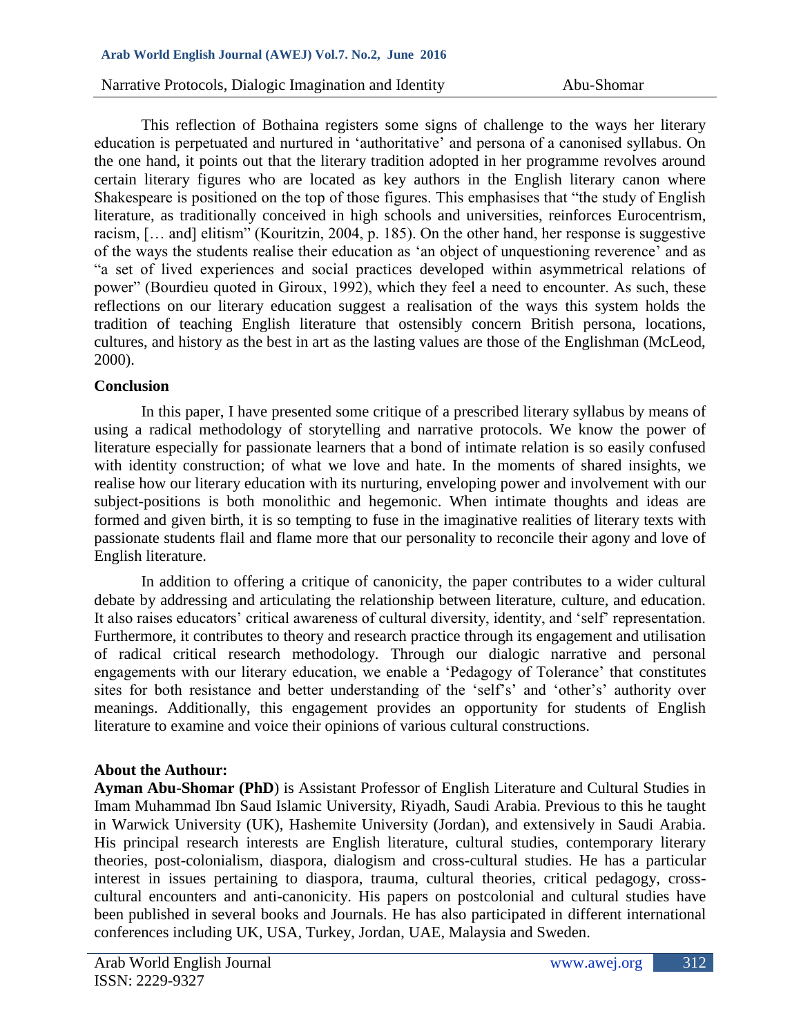This reflection of Bothaina registers some signs of challenge to the ways her literary education is perpetuated and nurtured in 'authoritative' and persona of a canonised syllabus. On the one hand, it points out that the literary tradition adopted in her programme revolves around certain literary figures who are located as key authors in the English literary canon where Shakespeare is positioned on the top of those figures. This emphasises that "the study of English literature, as traditionally conceived in high schools and universities, reinforces Eurocentrism, racism, [… and] elitism" (Kouritzin, 2004, p. 185). On the other hand, her response is suggestive of the ways the students realise their education as 'an object of unquestioning reverence' and as "a set of lived experiences and social practices developed within asymmetrical relations of power" (Bourdieu quoted in Giroux, 1992), which they feel a need to encounter. As such, these reflections on our literary education suggest a realisation of the ways this system holds the tradition of teaching English literature that ostensibly concern British persona, locations, cultures, and history as the best in art as the lasting values are those of the Englishman (McLeod, 2000).

## Conclusion

In this paper, I have presented some critique of a prescribed literary syllabus by means of using a radical methodology of storytelling and narrative protocols. We know the power of literature especially for passionate learners that a bond of intimate relation is so easily confused with identity construction; of what we love and hate. In the moments of shared insights, we realise how our literary education with its nurturing, enveloping power and involvement with our subject-positions is both monolithic and hegemonic. When intimate thoughts and ideas are formed and given birth, it is so tempting to fuse in the imaginative realities of literary texts with passionate students flail and flame more that our personality to reconcile their agony and love of English literature.

In addition to offering a critique of canonicity, the paper contributes to a wider cultural debate by addressing and articulating the relationship between literature, culture, and education. It also raises educators' critical awareness of cultural diversity, identity, and 'self' representation. Furthermore, it contributes to theory and research practice through its engagement and utilisation of radical critical research methodology. Through our dialogic narrative and personal engagements with our literary education, we enable a 'Pedagogy of Tolerance' that constitutes sites for both resistance and better understanding of the 'self's' and 'other's' authority over meanings. Additionally, this engagement provides an opportunity for students of English literature to examine and voice their opinions of various cultural constructions.

## About the Authour:

**Ayman Abu-Shomar (PhD**) is Assistant Professor of English Literature and Cultural Studies in Imam Muhammad Ibn Saud Islamic University, Riyadh, Saudi Arabia. Previous to this he taught in Warwick University (UK), Hashemite University (Jordan), and extensively in Saudi Arabia. His principal research interests are English literature, cultural studies, contemporary literary theories, post-colonialism, diaspora, dialogism and cross-cultural studies. He has a particular interest in issues pertaining to diaspora, trauma, cultural theories, critical pedagogy, cross-cultural encounters and anti-canonicity. His papers on postcolonial and cultural studies have been published in several books and Journals. He has also participated in different international conferences including UK, USA, Turkey, Jordan, UAE, Malaysia and Sweden.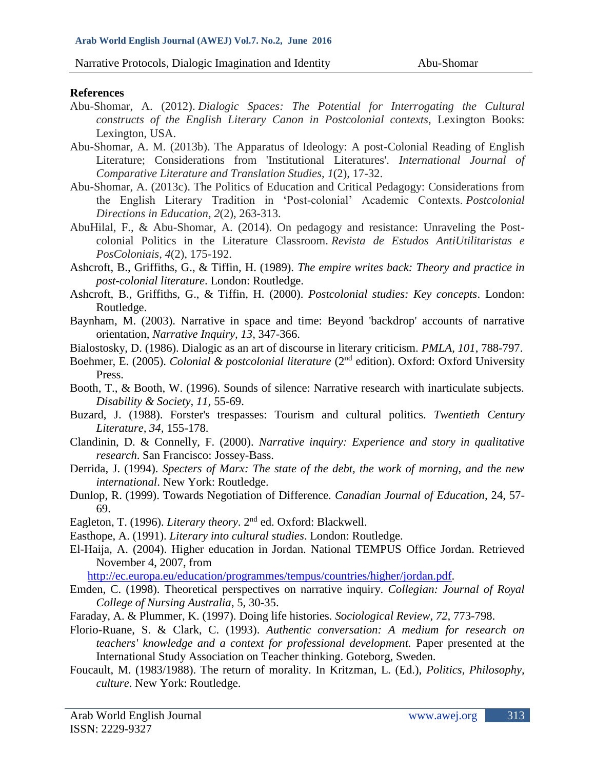**References**

Abu-Shomar, A. (2012). *Dialogic Spaces: The Potential for Interrogating the Cultural constructs of the English Literary Canon in Postcolonial contexts*, Lexington Books: Lexington, USA.

Abu-Shomar, A. M. (2013b). The Apparatus of Ideology: A post-Colonial Reading of English Literature; Considerations from 'Institutional Literatures'. *International Journal of Comparative Literature and Translation Studies*, *1*(2), 17-32.

Abu-Shomar, A. (2013c). The Politics of Education and Critical Pedagogy: Considerations from the English Literary Tradition in 'Post-colonial' Academic Contexts. *Postcolonial Directions in Education*, *2*(2), 263-313.

AbuHilal, F., & Abu-Shomar, A. (2014). On pedagogy and resistance: Unraveling the Post-colonial Politics in the Literature Classroom. *Revista de Estudos AntiUtilitaristas e PosColoniais*, *4*(2), 175-192.

Ashcroft, B., Griffiths, G., & Tiffin, H. (1989). *The empire writes back: Theory and practice in post-colonial literature*. London: Routledge.

Ashcroft, B., Griffiths, G., & Tiffin, H. (2000). *Postcolonial studies: Key concepts*. London: Routledge.

Baynham, M. (2003). Narrative in space and time: Beyond 'backdrop' accounts of narrative orientation, *Narrative Inquiry, 13,* 347-366.

Bialostosky, D. (1986). Dialogic as an art of discourse in literary criticism. *PMLA, 101*, 788-797.

Boehmer, E. (2005). *Colonial & postcolonial literature* (2nd edition). Oxford: Oxford University Press.

Booth, T., & Booth, W. (1996). Sounds of silence: Narrative research with inarticulate subjects. *Disability & Society, 11*, 55-69.

Buzard, J. (1988). Forster's trespasses: Tourism and cultural politics. *Twentieth Century Literature, 34,* 155-178.

Clandinin, D. & Connelly, F. (2000). *Narrative inquiry: Experience and story in qualitative research*. San Francisco: Jossey-Bass.

Derrida, J. (1994). *Specters of Marx: The state of the debt, the work of morning, and the new international*. New York: Routledge.

Dunlop, R. (1999). Towards Negotiation of Difference. *Canadian Journal of Education*, 24, 57-69.

Eagleton, T. (1996). *Literary theory*. 2nd ed. Oxford: Blackwell.

Easthope, A. (1991). *Literary into cultural studies*. London: Routledge.

El-Haija, A. (2004). Higher education in Jordan. National TEMPUS Office Jordan. Retrieved November 4, 2007, from http://ec.europa.eu/education/programmes/tempus/countries/higher/jordan.pdf.

Emden, C. (1998). Theoretical perspectives on narrative inquiry. *Collegian: Journal of Royal College of Nursing Australia*, 5, 30-35.

Faraday, A. & Plummer, K. (1997). Doing life histories. *Sociological Review*, *72*, 773-798.

Florio-Ruane, S. & Clark, C. (1993). *Authentic conversation: A medium for research on teachers' knowledge and a context for professional development.* Paper presented at the International Study Association on Teacher thinking. Goteborg, Sweden.

Foucault, M. (1983/1988). The return of morality. In Kritzman, L. (Ed.), *Politics, Philosophy, culture*. New York: Routledge.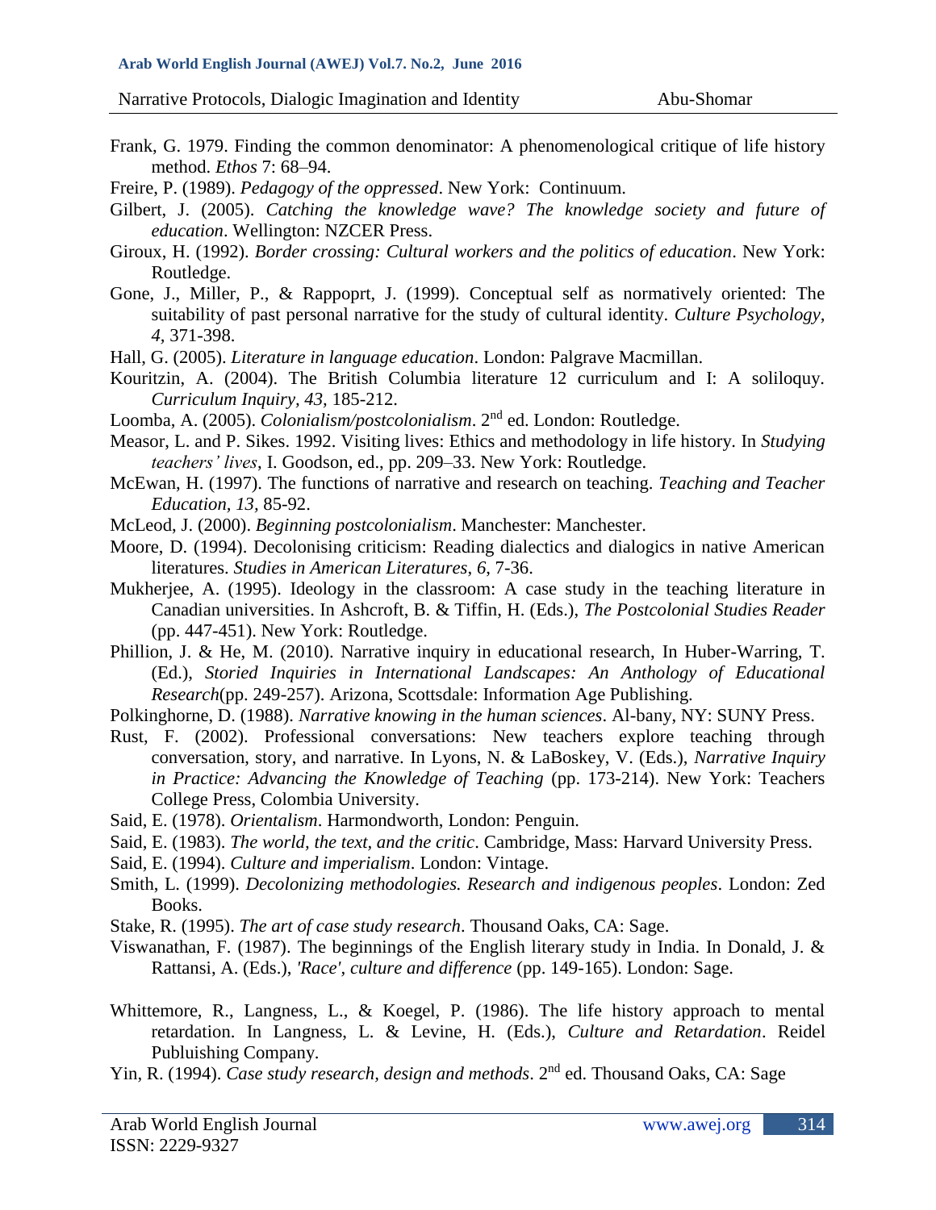Frank, G. 1979. Finding the common denominator: A phenomenological critique of life history method. *Ethos* 7: 68–94.

Freire, P. (1989). *Pedagogy of the oppressed*. New York: Continuum.

Gilbert, J. (2005). *Catching the knowledge wave? The knowledge society and future of education*. Wellington: NZCER Press.

Giroux, H. (1992). *Border crossing: Cultural workers and the politics of education*. New York: Routledge.

Gone, J., Miller, P., & Rappoprt, J. (1999). Conceptual self as normatively oriented: The suitability of past personal narrative for the study of cultural identity. *Culture Psychology, 4,* 371-398.

Hall, G. (2005). *Literature in language education*. London: Palgrave Macmillan.

Kouritzin, A. (2004). The British Columbia literature 12 curriculum and I: A soliloquy. *Curriculum Inquiry, 43,* 185-212.

Loomba, A. (2005). *Colonialism/postcolonialism*. 2nd ed. London: Routledge.

Measor, L. and P. Sikes. 1992. Visiting lives: Ethics and methodology in life history. In *Studying teachers' lives*, I. Goodson, ed., pp. 209–33. New York: Routledge.

McEwan, H. (1997). The functions of narrative and research on teaching. *Teaching and Teacher Education, 13,* 85-92.

McLeod, J. (2000). *Beginning postcolonialism*. Manchester: Manchester.

Moore, D. (1994). Decolonising criticism: Reading dialectics and dialogics in native American literatures. *Studies in American Literatures*, *6*, 7-36.

Mukherjee, A. (1995). Ideology in the classroom: A case study in the teaching literature in Canadian universities. In Ashcroft, B. & Tiffin, H. (Eds.), *The Postcolonial Studies Reader* (pp. 447-451). New York: Routledge.

Phillion, J. & He, M. (2010). Narrative inquiry in educational research, In Huber-Warring, T. (Ed.), *Storied Inquiries in International Landscapes: An Anthology of Educational Research*(pp. 249-257). Arizona, Scottsdale: Information Age Publishing.

Polkinghorne, D. (1988). *Narrative knowing in the human sciences*. Al-bany, NY: SUNY Press.

Rust, F. (2002). Professional conversations: New teachers explore teaching through conversation, story, and narrative. In Lyons, N. & LaBoskey, V. (Eds.), *Narrative Inquiry in Practice: Advancing the Knowledge of Teaching* (pp. 173-214). New York: Teachers College Press, Colombia University.

Said, E. (1978). *Orientalism*. Harmondworth, London: Penguin.

Said, E. (1983). *The world, the text, and the critic*. Cambridge, Mass: Harvard University Press.

Said, E. (1994). *Culture and imperialism*. London: Vintage.

Smith, L. (1999). *Decolonizing methodologies. Research and indigenous peoples*. London: Zed Books.

Stake, R. (1995). *The art of case study research*. Thousand Oaks, CA: Sage.

Viswanathan, F. (1987). The beginnings of the English literary study in India. In Donald, J. & Rattansi, A. (Eds.), *'Race', culture and difference* (pp. 149-165). London: Sage.

Whittemore, R., Langness, L., & Koegel, P. (1986). The life history approach to mental retardation. In Langness, L. & Levine, H. (Eds.), *Culture and Retardation*. Reidel Publuishing Company.

Yin, R. (1994). *Case study research, design and methods*. 2nd ed. Thousand Oaks, CA: Sage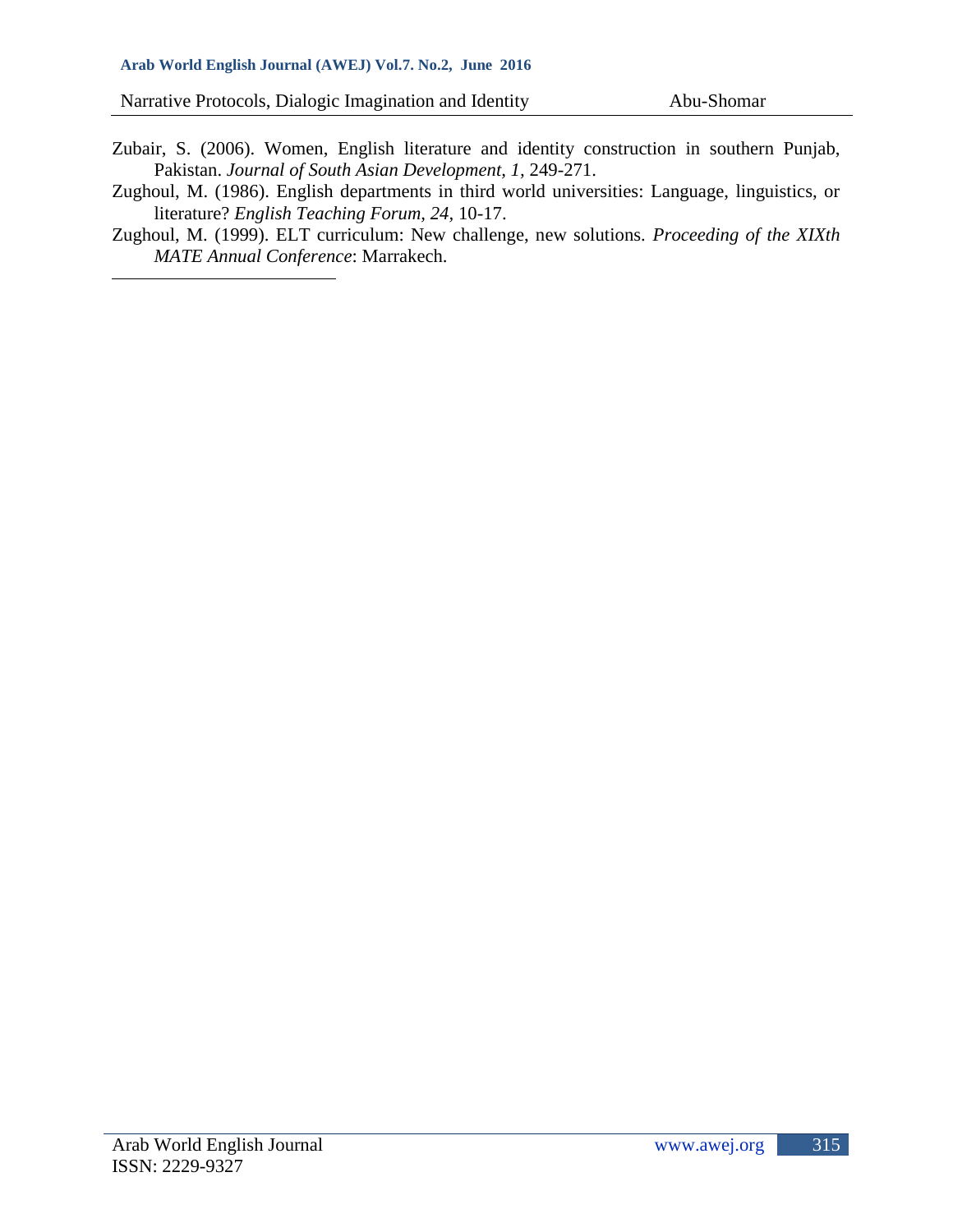Zubair, S. (2006). Women, English literature and identity construction in southern Punjab, Pakistan. *Journal of South Asian Development*, *1*, 249-271.

Zughoul, M. (1986). English departments in third world universities: Language, linguistics, or literature? *English Teaching Forum*, *24*, 10-17.

Zughoul, M. (1999). ELT curriculum: New challenge, new solutions. *Proceeding of the XIXth MATE Annual Conference*: Marrakech.